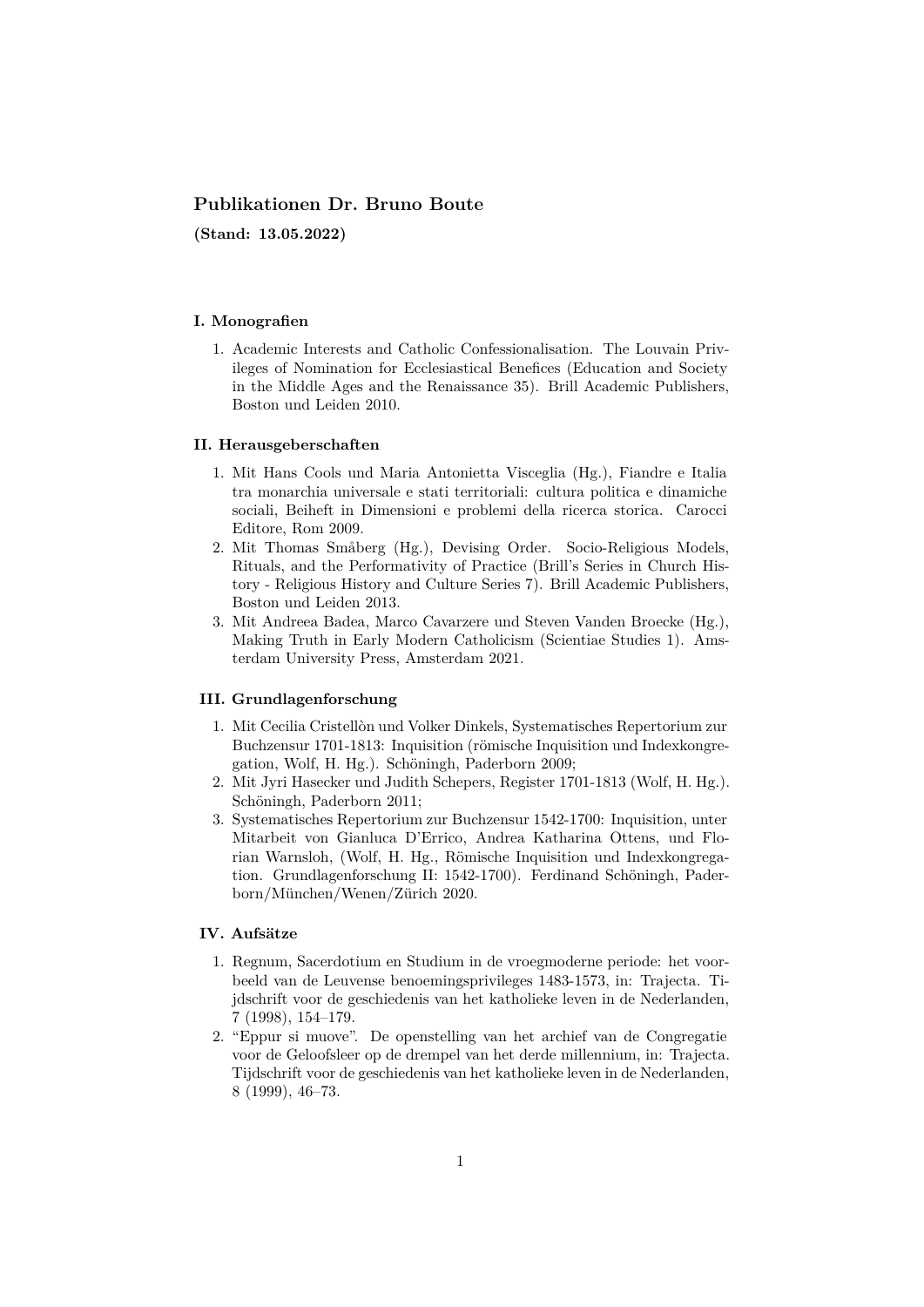## Publikationen Dr. Bruno Boute

**(Stand: 13.05.2022)**

### I. Monografien

1. Academic Interests and Catholic Confessionalisation. The Louvain Privileges of Nomination for Ecclesiastical Benefices (Education and Society in the Middle Ages and the Renaissance 35). Brill Academic Publishers, Boston und Leiden 2010.

### II. Herausgeberschaften

1. Mit Hans Cools und Maria Antonietta Visceglia (Hg.), Fiandre e Italia tra monarchia universale e stati territoriali: cultura politica e dinamiche sociali, Beiheft in Dimensioni e problemi della ricerca storica. Carocci Editore, Rom 2009.
2. Mit Thomas Småberg (Hg.), Devising Order. Socio-Religious Models, Rituals, and the Performativity of Practice (Brill's Series in Church History - Religious History and Culture Series 7). Brill Academic Publishers, Boston und Leiden 2013.
3. Mit Andreea Badea, Marco Cavarzere und Steven Vanden Broecke (Hg.), Making Truth in Early Modern Catholicism (Scientiae Studies 1). Amsterdam University Press, Amsterdam 2021.

### III. Grundlagenforschung

1. Mit Cecilia Cristellòn und Volker Dinkels, Systematisches Repertorium zur Buchzensur 1701-1813: Inquisition (römische Inquisition und Indexkongregation, Wolf, H. Hg.). Schöningh, Paderborn 2009;
2. Mit Jyri Hasecker und Judith Schepers, Register 1701-1813 (Wolf, H. Hg.). Schöningh, Paderborn 2011;
3. Systematisches Repertorium zur Buchzensur 1542-1700: Inquisition, unter Mitarbeit von Gianluca D'Errico, Andrea Katharina Ottens, und Florian Warnsloh, (Wolf, H. Hg., Römische Inquisition und Indexkongregation. Grundlagenforschung II: 1542-1700). Ferdinand Schöningh, Paderborn/München/Wenen/Zürich 2020.

### IV. Aufsätze

1. Regnum, Sacerdotium en Studium in de vroegmoderne periode: het voorbeeld van de Leuvense benoemingsprivileges 1483-1573, in: Trajecta. Tijdschrift voor de geschiedenis van het katholieke leven in de Nederlanden, 7 (1998), 154–179.
2. "Eppur si muove". De openstelling van het archief van de Congregatie voor de Geloofsleer op de drempel van het derde millennium, in: Trajecta. Tijdschrift voor de geschiedenis van het katholieke leven in de Nederlanden, 8 (1999), 46–73.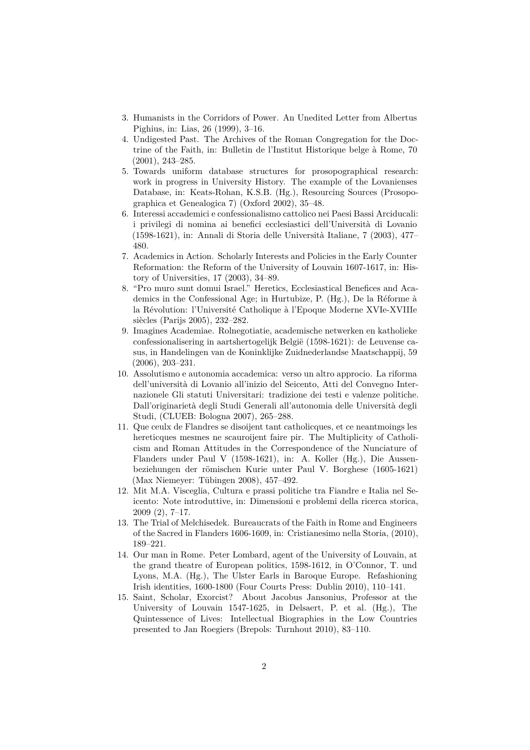3. Humanists in the Corridors of Power. An Unedited Letter from Albertus Pighius, in: Lias, 26 (1999), 3–16.
4. Undigested Past. The Archives of the Roman Congregation for the Doctrine of the Faith, in: Bulletin de l'Institut Historique belge à Rome, 70 (2001), 243–285.
5. Towards uniform database structures for prosopographical research: work in progress in University History. The example of the Lovanienses Database, in: Keats-Rohan, K.S.B. (Hg.), Resourcing Sources (Prosopographica et Genealogica 7) (Oxford 2002), 35–48.
6. Interessi accademici e confessionalismo cattolico nei Paesi Bassi Arciducali: i privilegi di nomina ai benefici ecclesiastici dell'Università di Lovanio (1598-1621), in: Annali di Storia delle Università Italiane, 7 (2003), 477–480.
7. Academics in Action. Scholarly Interests and Policies in the Early Counter Reformation: the Reform of the University of Louvain 1607-1617, in: History of Universities, 17 (2003), 34–89.
8. "Pro muro sunt domui Israel." Heretics, Ecclesiastical Benefices and Academics in the Confessional Age; in Hurtubize, P. (Hg.), De la Réforme à la Révolution: l'Université Catholique à l'Epoque Moderne XVIe-XVIIIe siècles (Parijs 2005), 232–282.
9. Imagines Academiae. Rolnegotiatie, academische netwerken en katholieke confessionalisering in aartshertogelijk België (1598-1621): de Leuvense casus, in Handelingen van de Koninklijke Zuidnederlandse Maatschappij, 59 (2006), 203–231.
10. Assolutismo e autonomia accademica: verso un altro approcio. La riforma dell'università di Lovanio all'inizio del Seicento, Atti del Convegno Internazionele Gli statuti Universitari: tradizione dei testi e valenze politiche. Dall'originarietà degli Studi Generali all'autonomia delle Università degli Studi, (CLUEB: Bologna 2007), 265–288.
11. Que ceulx de Flandres se disoijent tant catholicques, et ce neantmoings les hereticques mesmes ne scauroijent faire pir. The Multiplicity of Catholicism and Roman Attitudes in the Correspondence of the Nunciature of Flanders under Paul V (1598-1621), in: A. Koller (Hg.), Die Aussenbeziehungen der römischen Kurie unter Paul V. Borghese (1605-1621) (Max Niemeyer: Tübingen 2008), 457–492.
12. Mit M.A. Visceglia, Cultura e prassi politiche tra Fiandre e Italia nel Seicento: Note introduttive, in: Dimensioni e problemi della ricerca storica, 2009 (2), 7–17.
13. The Trial of Melchisedek. Bureaucrats of the Faith in Rome and Engineers of the Sacred in Flanders 1606-1609, in: Cristianesimo nella Storia, (2010), 189–221.
14. Our man in Rome. Peter Lombard, agent of the University of Louvain, at the grand theatre of European politics, 1598-1612, in O'Connor, T. und Lyons, M.A. (Hg.), The Ulster Earls in Baroque Europe. Refashioning Irish identities, 1600-1800 (Four Courts Press: Dublin 2010), 110–141.
15. Saint, Scholar, Exorcist? About Jacobus Jansonius, Professor at the University of Louvain 1547-1625, in Delsaert, P. et al. (Hg.), The Quintessence of Lives: Intellectual Biographies in the Low Countries presented to Jan Roegiers (Brepols: Turnhout 2010), 83–110.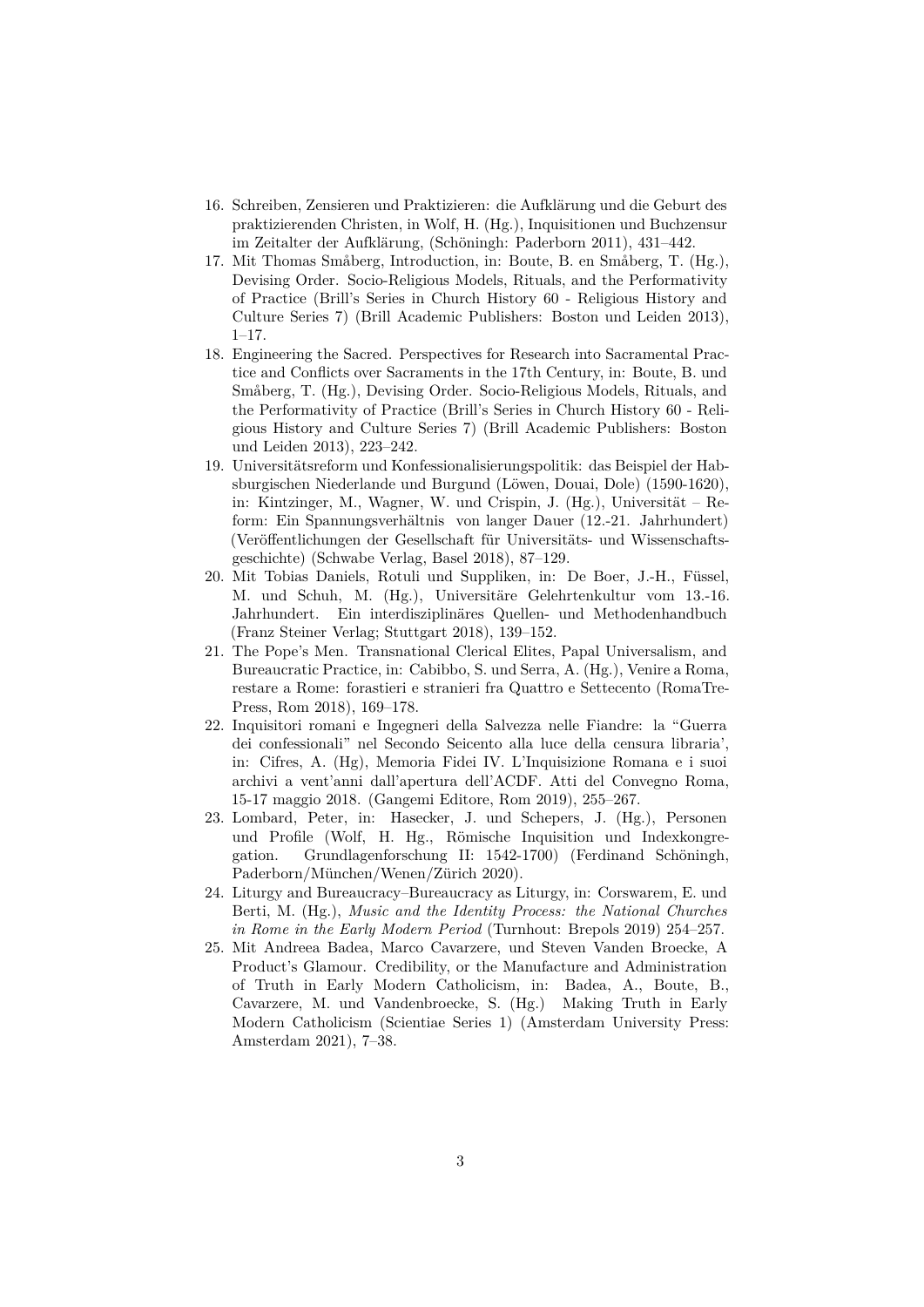16. Schreiben, Zensieren und Praktizieren: die Aufklärung und die Geburt des praktizierenden Christen, in Wolf, H. (Hg.), Inquisitionen und Buchzensur im Zeitalter der Aufklärung, (Schöningh: Paderborn 2011), 431–442.
17. Mit Thomas Småberg, Introduction, in: Boute, B. en Småberg, T. (Hg.), Devising Order. Socio-Religious Models, Rituals, and the Performativity of Practice (Brill's Series in Church History 60 - Religious History and Culture Series 7) (Brill Academic Publishers: Boston und Leiden 2013), 1–17.
18. Engineering the Sacred. Perspectives for Research into Sacramental Practice and Conflicts over Sacraments in the 17th Century, in: Boute, B. und Småberg, T. (Hg.), Devising Order. Socio-Religious Models, Rituals, and the Performativity of Practice (Brill's Series in Church History 60 - Religious History and Culture Series 7) (Brill Academic Publishers: Boston und Leiden 2013), 223–242.
19. Universitätsreform und Konfessionalisierungspolitik: das Beispiel der Habsburgischen Niederlande und Burgund (Löwen, Douai, Dole) (1590-1620), in: Kintzinger, M., Wagner, W. und Crispin, J. (Hg.), Universität – Reform: Ein Spannungsverhältnis von langer Dauer (12.-21. Jahrhundert) (Veröffentlichungen der Gesellschaft für Universitäts- und Wissenschaftsgeschichte) (Schwabe Verlag, Basel 2018), 87–129.
20. Mit Tobias Daniels, Rotuli und Suppliken, in: De Boer, J.-H., Füssel, M. und Schuh, M. (Hg.), Universitäre Gelehrtenkultur vom 13.-16. Jahrhundert. Ein interdisziplinäres Quellen- und Methodenhandbuch (Franz Steiner Verlag; Stuttgart 2018), 139–152.
21. The Pope's Men. Transnational Clerical Elites, Papal Universalism, and Bureaucratic Practice, in: Cabibbo, S. und Serra, A. (Hg.), Venire a Roma, restare a Rome: forastieri e stranieri fra Quattro e Settecento (RomaTre-Press, Rom 2018), 169–178.
22. Inquisitori romani e Ingegneri della Salvezza nelle Fiandre: la "Guerra dei confessionali" nel Secondo Seicento alla luce della censura libraria', in: Cifres, A. (Hg), Memoria Fidei IV. L'Inquisizione Romana e i suoi archivi a vent'anni dall'apertura dell'ACDF. Atti del Convegno Roma, 15-17 maggio 2018. (Gangemi Editore, Rom 2019), 255–267.
23. Lombard, Peter, in: Hasecker, J. und Schepers, J. (Hg.), Personen und Profile (Wolf, H. Hg., Römische Inquisition und Indexkongregation. Grundlagenforschung II: 1542-1700) (Ferdinand Schöningh, Paderborn/München/Wenen/Zürich 2020).
24. Liturgy and Bureaucracy–Bureaucracy as Liturgy, in: Corswarem, E. und Berti, M. (Hg.), *Music and the Identity Process: the National Churches in Rome in the Early Modern Period* (Turnhout: Brepols 2019) 254–257.
25. Mit Andreea Badea, Marco Cavarzere, und Steven Vanden Broecke, A Product's Glamour. Credibility, or the Manufacture and Administration of Truth in Early Modern Catholicism, in: Badea, A., Boute, B., Cavarzere, M. und Vandenbroecke, S. (Hg.) Making Truth in Early Modern Catholicism (Scientiae Series 1) (Amsterdam University Press: Amsterdam 2021), 7–38.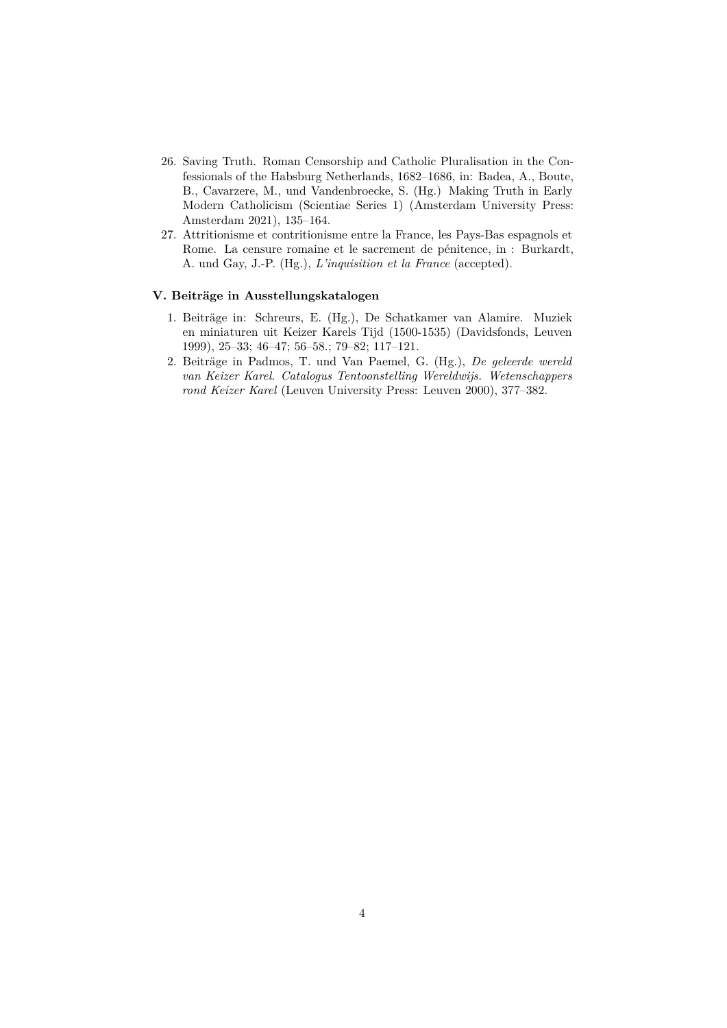26. Saving Truth. Roman Censorship and Catholic Pluralisation in the Confessionals of the Habsburg Netherlands, 1682–1686, in: Badea, A., Boute, B., Cavarzere, M., und Vandenbroecke, S. (Hg.) Making Truth in Early Modern Catholicism (Scientiae Series 1) (Amsterdam University Press: Amsterdam 2021), 135–164.
27. Attritionisme et contritionisme entre la France, les Pays-Bas espagnols et Rome. La censure romaine et le sacrement de pénitence, in : Burkardt, A. und Gay, J.-P. (Hg.), *L'inquisition et la France* (accepted).

### V. Beiträge in Ausstellungskatalogen

1. Beiträge in: Schreurs, E. (Hg.), De Schatkamer van Alamire. Muziek en miniaturen uit Keizer Karels Tijd (1500-1535) (Davidsfonds, Leuven 1999), 25–33; 46–47; 56–58.; 79–82; 117–121.
2. Beiträge in Padmos, T. und Van Paemel, G. (Hg.), *De geleerde wereld van Keizer Karel. Catalogus Tentoonstelling Wereldwijs. Wetenschappers rond Keizer Karel* (Leuven University Press: Leuven 2000), 377–382.